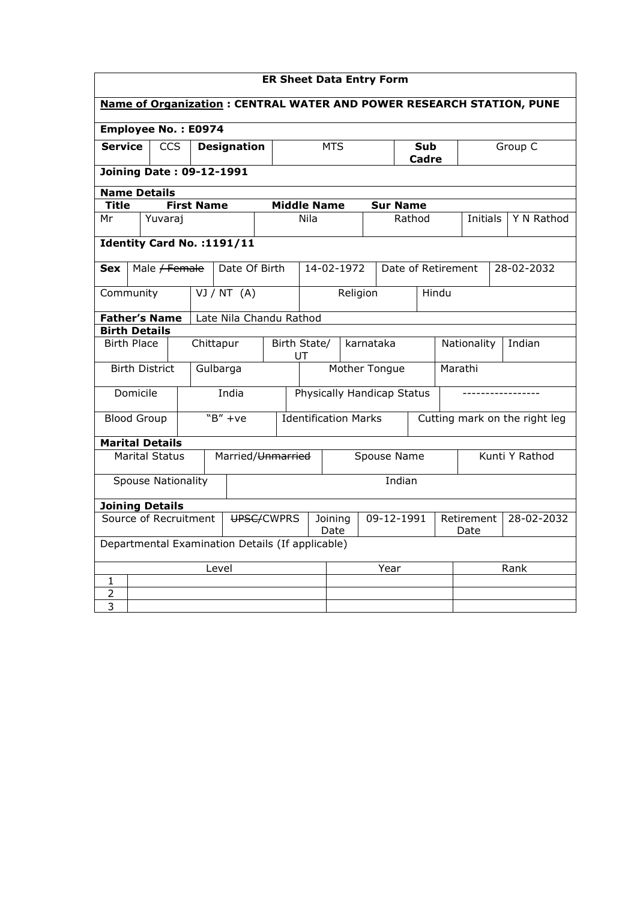## ER Sheet Data Entry Form

**Name of Organization : CENTRAL WATER AND POWER RESEARCH STATION, PUNE**

**Employee No. : E0974**

| **Service** | CCS | **Designation** | MTS | **Sub Cadre** | Group C |
|---|---|---|---|---|---|

**Joining Date : 09-12-1991**

**Name Details**

| **Title** | **First Name** | **Middle Name** | **Sur Name** | | |
|---|---|---|---|---|---|
| Mr | Yuvaraj | Nila | Rathod | Initials | Y N Rathod |

**Identity Card No. :1191/11**

| **Sex** | Male / ~~Female~~ | Date Of Birth | 14-02-1972 | Date of Retirement | 28-02-2032 |
|---|---|---|---|---|---|
| Community | VJ / NT (A) | Religion | Hindu | | |

| **Father's Name** | Late Nila Chandu Rathod |
|---|---|

**Birth Details**

| Birth Place | Chittapur | Birth State/ UT | karnataka | Nationality | Indian |
|---|---|---|---|---|---|
| Birth District | Gulbarga | Mother Tongue | Marathi | | |
| Domicile | India | Physically Handicap Status | ----------------- | | |
| Blood Group | "B" +ve | Identification Marks | Cutting mark on the right leg | | |

**Marital Details**

| Marital Status | Married/~~Unmarried~~ | Spouse Name | Kunti Y Rathod |
|---|---|---|---|
| Spouse Nationality | Indian | | |

**Joining Details**

| Source of Recruitment | ~~UPSC~~/CWPRS | Joining Date | 09-12-1991 | Retirement Date | 28-02-2032 |
|---|---|---|---|---|---|

Departmental Examination Details (If applicable)

| | Level | Year | Rank |
|---|---|---|---|
| 1 | | | |
| 2 | | | |
| 3 | | | |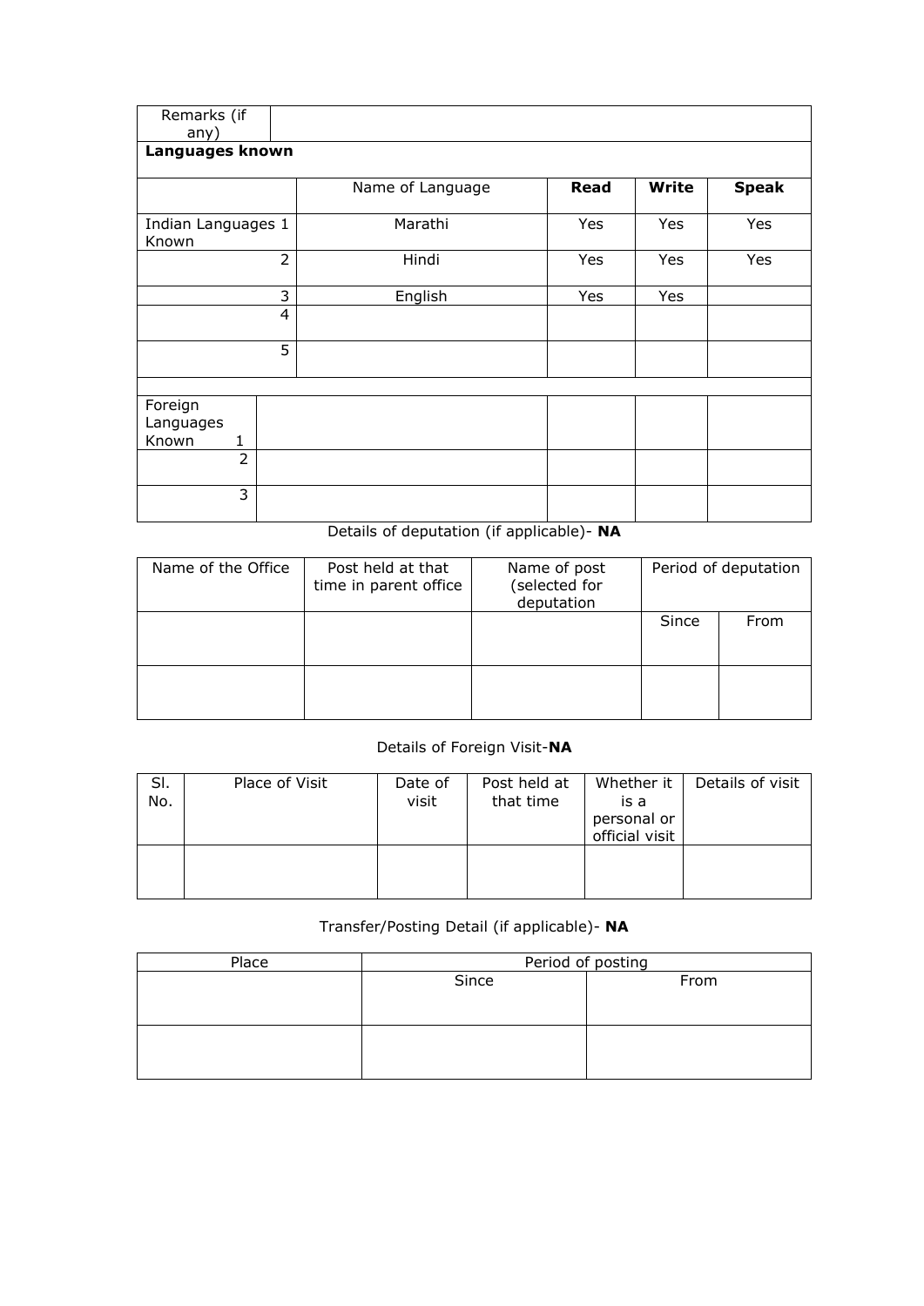| Remarks (if any) | |
|---|---|

**Languages known**

| | Name of Language | **Read** | **Write** | **Speak** |
|---|---|---|---|---|
| Indian Languages Known 1 | Marathi | Yes | Yes | Yes |
| 2 | Hindi | Yes | Yes | Yes |
| 3 | English | Yes | Yes | |
| 4 | | | | |
| 5 | | | | |
| | | | | |
| Foreign Languages Known 1 | | | | |
| 2 | | | | |
| 3 | | | | |

Details of deputation (if applicable)- **NA**

| Name of the Office | Post held at that time in parent office | Name of post (selected for deputation | Period of deputation | |
|---|---|---|---|---|
| | | | Since | From |
| | | | | |

Details of Foreign Visit-**NA**

| Sl. No. | Place of Visit | Date of visit | Post held at that time | Whether it is a personal or official visit | Details of visit |
|---|---|---|---|---|---|
| | | | | | |

Transfer/Posting Detail (if applicable)- **NA**

| Place | Period of posting | |
|---|---|---|
| | Since | From |
| | | |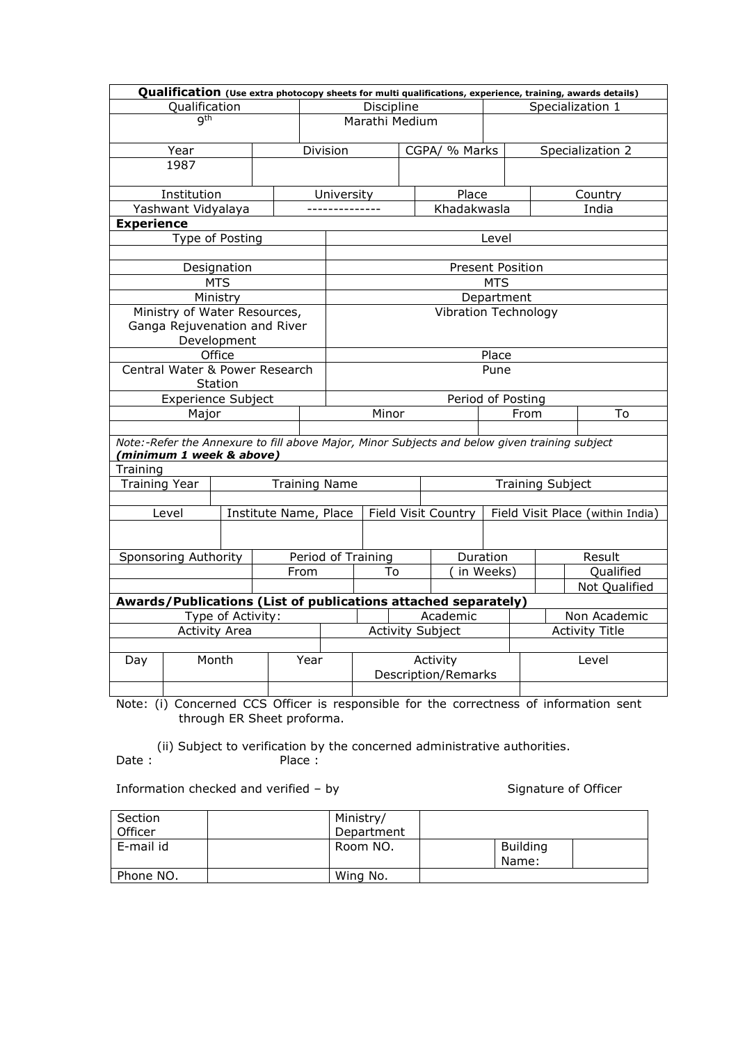**Qualification** *(Use extra photocopy sheets for multi qualifications, experience, training, awards details)*

| Qualification | Discipline | Specialization 1 |
|---|---|---|
| 9th | Marathi Medium | |

| Year | Division | CGPA/ % Marks | Specialization 2 |
|---|---|---|---|
| 1987 | | | |

| Institution | University | Place | Country |
|---|---|---|---|
| Yashwant Vidyalaya | -------------- | Khadakwasla | India |

**Experience**

| Type of Posting | Level |
|---|---|
| | |
| Designation | Present Position |
| MTS | MTS |
| Ministry | Department |
| Ministry of Water Resources, Ganga Rejuvenation and River Development | Vibration Technology |
| Office | Place |
| Central Water & Power Research Station | Pune |

| Experience Subject | | Period of Posting | |
|---|---|---|---|
| Major | Minor | From | To |
| | | | |

*Note:-Refer the Annexure to fill above Major, Minor Subjects and below given training subject* ***(minimum 1 week & above)***

Training

| Training Year | Training Name | Training Subject |
|---|---|---|
| | | |

| Level | Institute Name, Place | Field Visit Country | Field Visit Place (within India) |
|---|---|---|---|
| | | | |

| Sponsoring Authority | Period of Training | | Duration | Result | |
|---|---|---|---|---|---|
| | From | To | ( in Weeks) | | Qualified |
| | | | | | Not Qualified |

**Awards/Publications (List of publications attached separately)**

| Type of Activity: | | Academic | | Non Academic |
|---|---|---|---|---|
| Activity Area | Activity Subject | | Activity Title | |
| | | | | |

| Day | Month | Year | Activity Description/Remarks | Level |
|---|---|---|---|---|
| | | | | |

Note: (i) Concerned CCS Officer is responsible for the correctness of information sent through ER Sheet proforma.

(ii) Subject to verification by the concerned administrative authorities.

Date : Place :

Information checked and verified – by Signature of Officer

| | | | | | |
|---|---|---|---|---|---|
| Section Officer | | Ministry/ Department | | | |
| E-mail id | | Room NO. | | Building Name: | |
| Phone NO. | | Wing No. | | | |